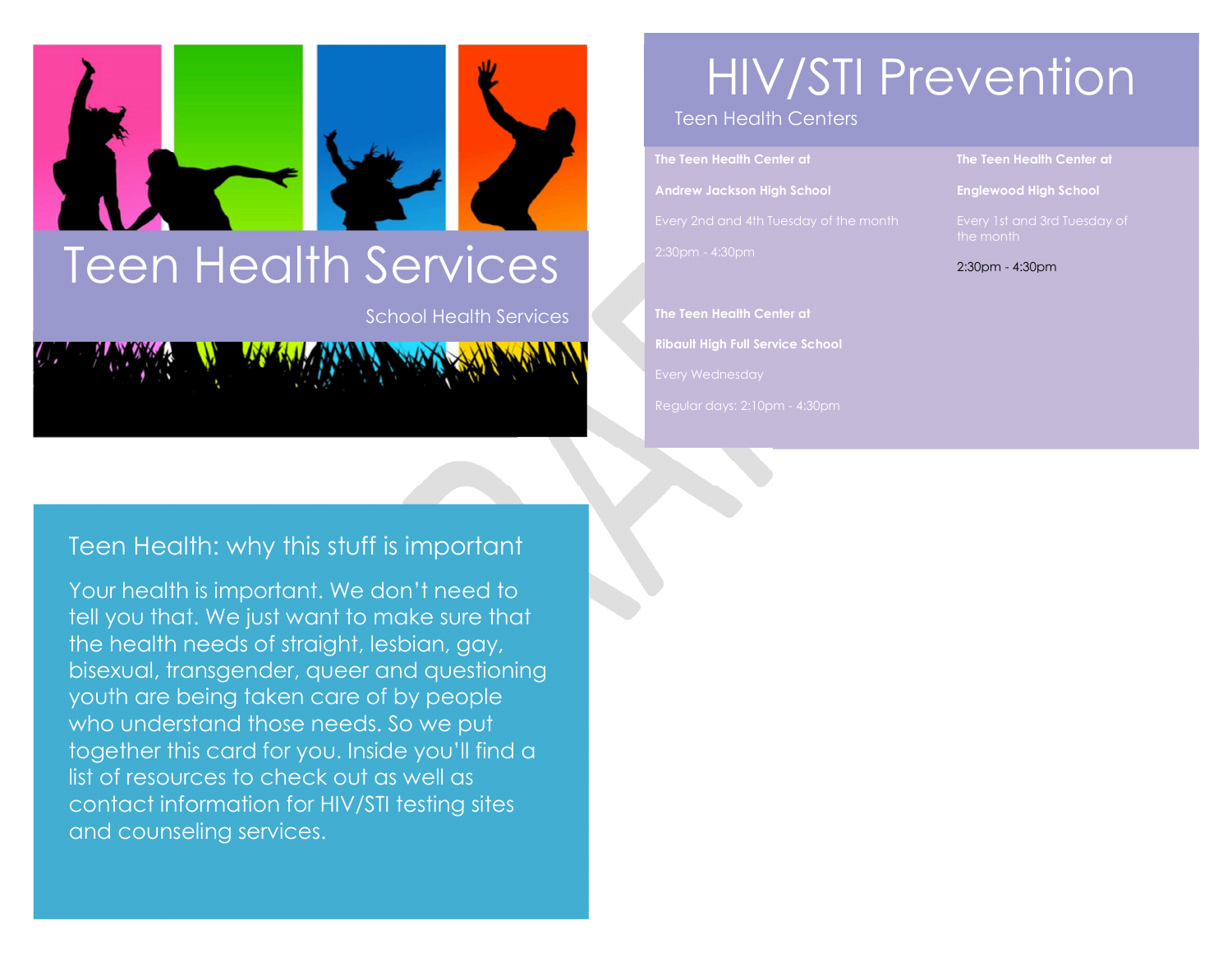# Teen Health Services

School Health Services

## Teen Health: why this stuff is important

Your health is important. We don't need to tell you that. We just want to make sure that the health needs of straight, lesbian, gay, bisexual, transgender, queer and questioning youth are being taken care of by people who understand those needs. So we put together this card for you. Inside you'll find a list of resources to check out as well as contact information for HIV/STI testing sites and counseling services.

# HIV/STI Prevention

Teen Health Centers

**The Teen Health Center at**

**Andrew Jackson High School**

Every 2nd and 4th Tuesday of the month

2:30pm - 4:30pm

**The Teen Health Center at**

**Ribault High Full Service School**

Every Wednesday

Regular days: 2:10pm - 4:30pm

**The Teen Health Center at**

**Englewood High School**

Every 1st and 3rd Tuesday of the month

2:30pm - 4:30pm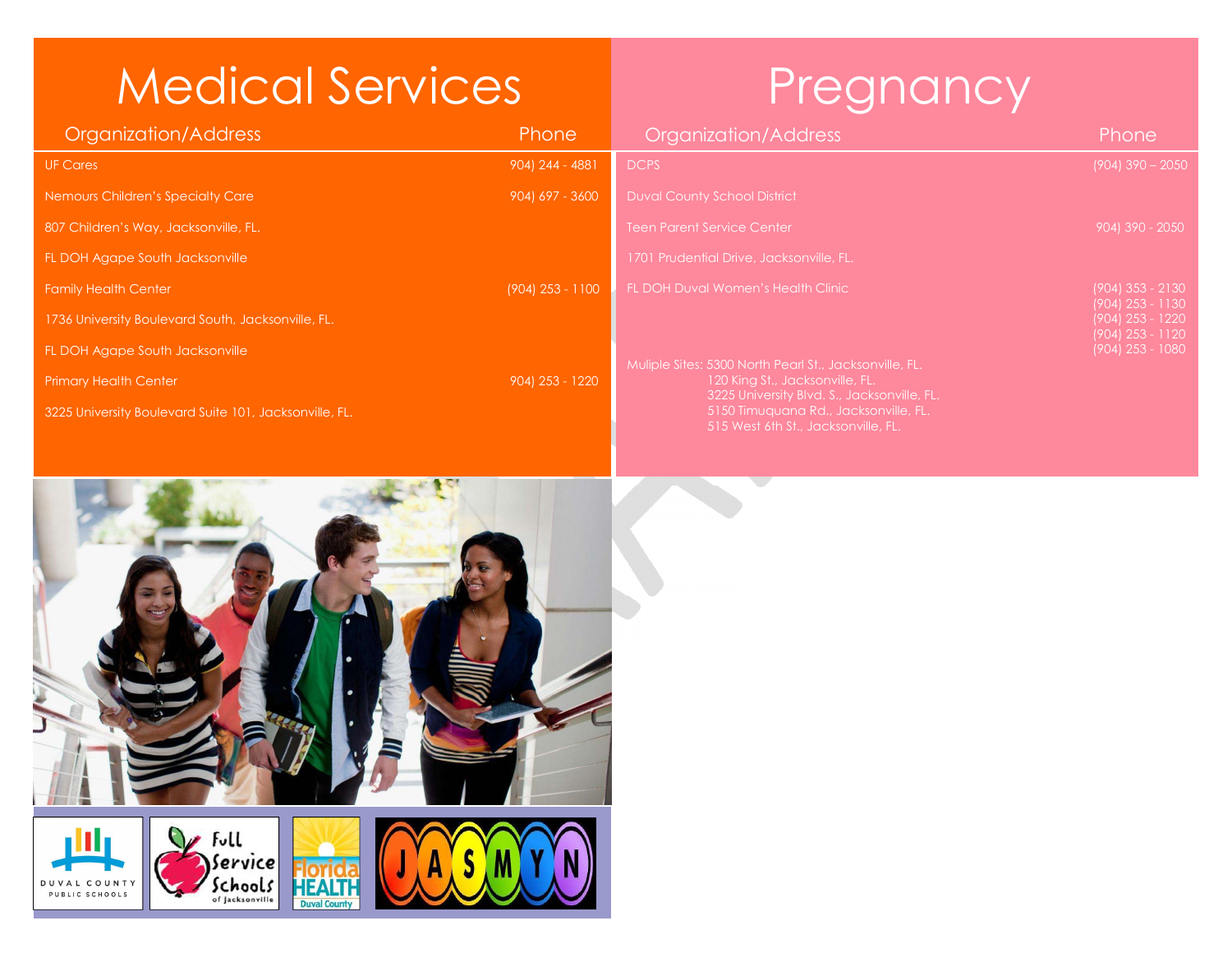# Medical Services

| Organization/Address | Phone |
|---|---|
| UF Cares | 904) 244 - 4881 |
| Nemours Children's Specialty Care | 904) 697 - 3600 |
| 807 Children's Way, Jacksonville, FL. | |
| FL DOH Agape South Jacksonville | |
| Family Health Center | (904) 253 - 1100 |
| 1736 University Boulevard South, Jacksonville, FL. | |
| FL DOH Agape South Jacksonville | |
| Primary Health Center | 904) 253 - 1220 |
| 3225 University Boulevard Suite 101, Jacksonville, FL. | |

# Pregnancy

| Organization/Address | Phone |
|---|---|
| DCPS | (904) 390 – 2050 |
| Duval County School District | |
| Teen Parent Service Center | 904) 390 - 2050 |
| 1701 Prudential Drive, Jacksonville, FL. | |
| FL DOH Duval Women's Health Clinic | (904) 353 - 2130<br>(904) 253 - 1130<br>(904) 253 - 1220<br>(904) 253 - 1120<br>(904) 253 - 1080 |
| Muliple Sites: 5300 North Pearl St., Jacksonville, FL.<br>120 King St., Jacksonville, FL.<br>3225 University Blvd. S., Jacksonville, FL.<br>5150 Timuquana Rd., Jacksonville, FL.<br>515 West 6th St., Jacksonville, FL. | |

DUVAL COUNTY PUBLIC SCHOOLS

Full Service Schools of Jacksonville

Florida HEALTH Duval County

JASMYN